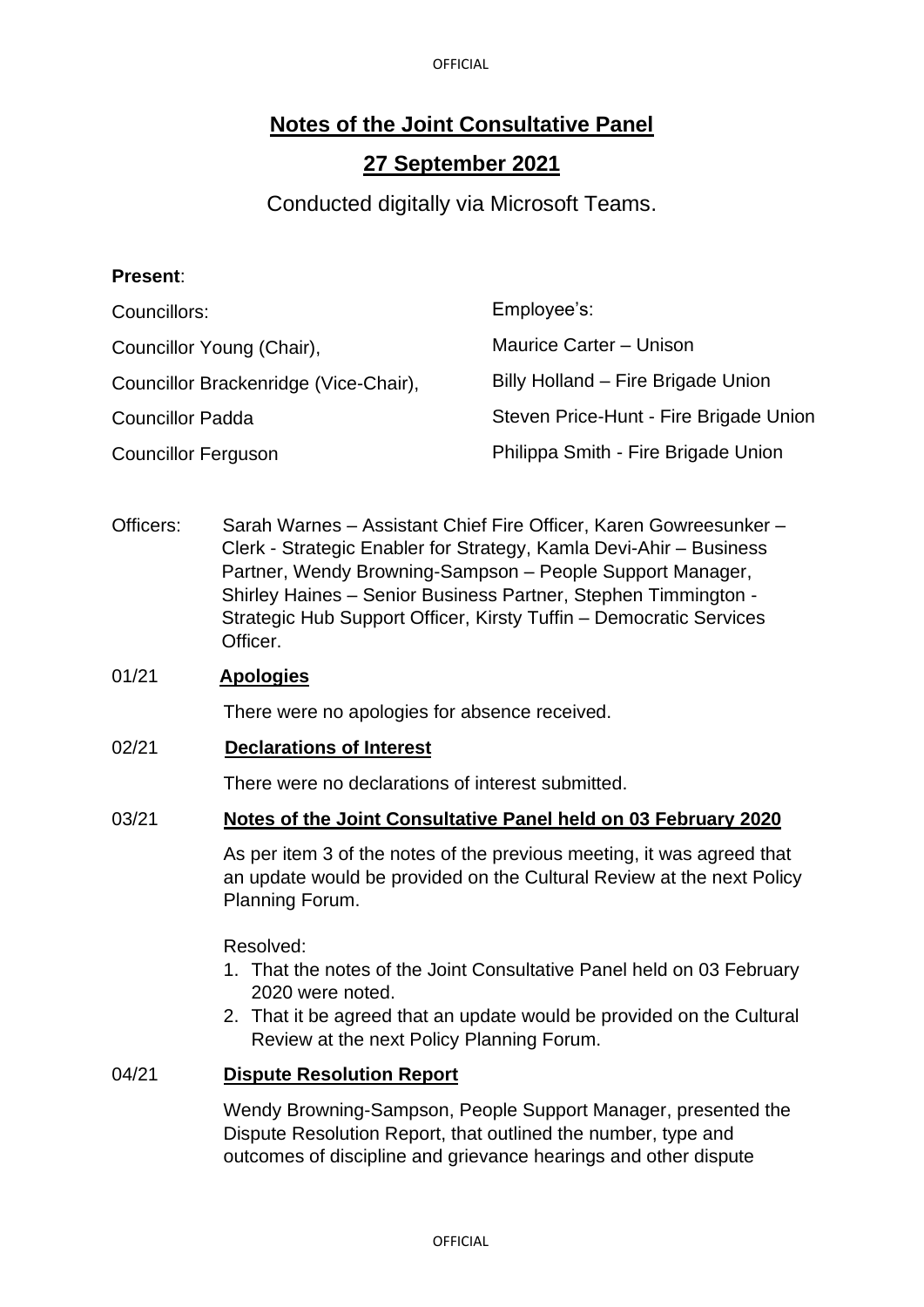# Notes of the Joint Consultative Panel

## 27 September 2021

Conducted digitally via Microsoft Teams.

**Present**:

| Councillors: | Employee's: |
|---|---|
| Councillor Young (Chair), | Maurice Carter – Unison |
| Councillor Brackenridge (Vice-Chair), | Billy Holland – Fire Brigade Union |
| Councillor Padda | Steven Price-Hunt - Fire Brigade Union |
| Councillor Ferguson | Philippa Smith - Fire Brigade Union |

Officers: Sarah Warnes – Assistant Chief Fire Officer, Karen Gowreesunker – Clerk - Strategic Enabler for Strategy, Kamla Devi-Ahir – Business Partner, Wendy Browning-Sampson – People Support Manager, Shirley Haines – Senior Business Partner, Stephen Timmington - Strategic Hub Support Officer, Kirsty Tuffin – Democratic Services Officer.

01/21 **Apologies**

There were no apologies for absence received.

02/21 **Declarations of Interest**

There were no declarations of interest submitted.

03/21 **Notes of the Joint Consultative Panel held on 03 February 2020**

As per item 3 of the notes of the previous meeting, it was agreed that an update would be provided on the Cultural Review at the next Policy Planning Forum.

Resolved:

1. That the notes of the Joint Consultative Panel held on 03 February 2020 were noted.
2. That it be agreed that an update would be provided on the Cultural Review at the next Policy Planning Forum.

04/21 **Dispute Resolution Report**

Wendy Browning-Sampson, People Support Manager, presented the Dispute Resolution Report, that outlined the number, type and outcomes of discipline and grievance hearings and other dispute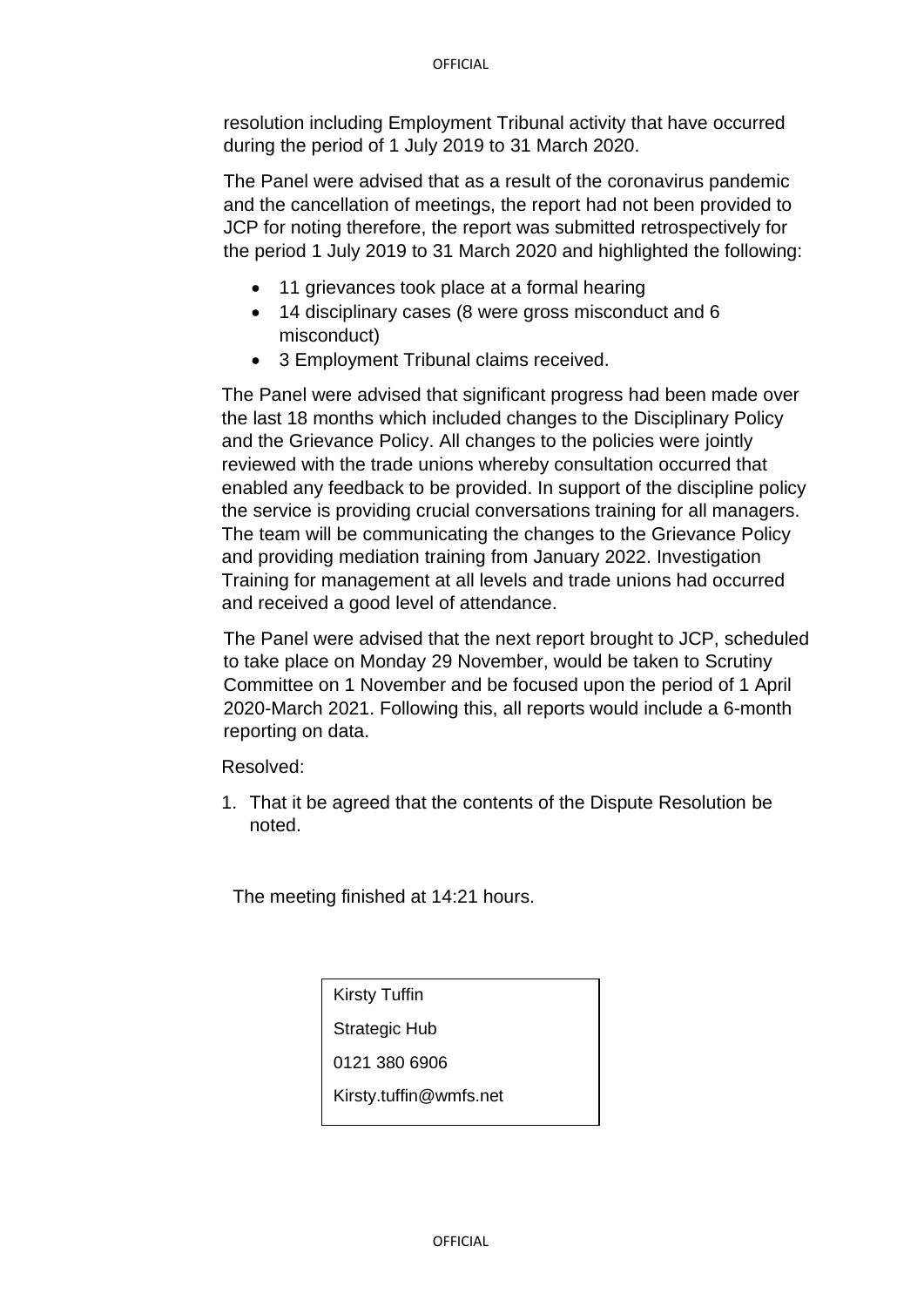resolution including Employment Tribunal activity that have occurred during the period of 1 July 2019 to 31 March 2020.

The Panel were advised that as a result of the coronavirus pandemic and the cancellation of meetings, the report had not been provided to JCP for noting therefore, the report was submitted retrospectively for the period 1 July 2019 to 31 March 2020 and highlighted the following:

- 11 grievances took place at a formal hearing
- 14 disciplinary cases (8 were gross misconduct and 6 misconduct)
- 3 Employment Tribunal claims received.

The Panel were advised that significant progress had been made over the last 18 months which included changes to the Disciplinary Policy and the Grievance Policy. All changes to the policies were jointly reviewed with the trade unions whereby consultation occurred that enabled any feedback to be provided. In support of the discipline policy the service is providing crucial conversations training for all managers. The team will be communicating the changes to the Grievance Policy and providing mediation training from January 2022. Investigation Training for management at all levels and trade unions had occurred and received a good level of attendance.

The Panel were advised that the next report brought to JCP, scheduled to take place on Monday 29 November, would be taken to Scrutiny Committee on 1 November and be focused upon the period of 1 April 2020-March 2021. Following this, all reports would include a 6-month reporting on data.

Resolved:

1. That it be agreed that the contents of the Dispute Resolution be noted.

The meeting finished at 14:21 hours.

Kirsty Tuffin

Strategic Hub

0121 380 6906

Kirsty.tuffin@wmfs.net